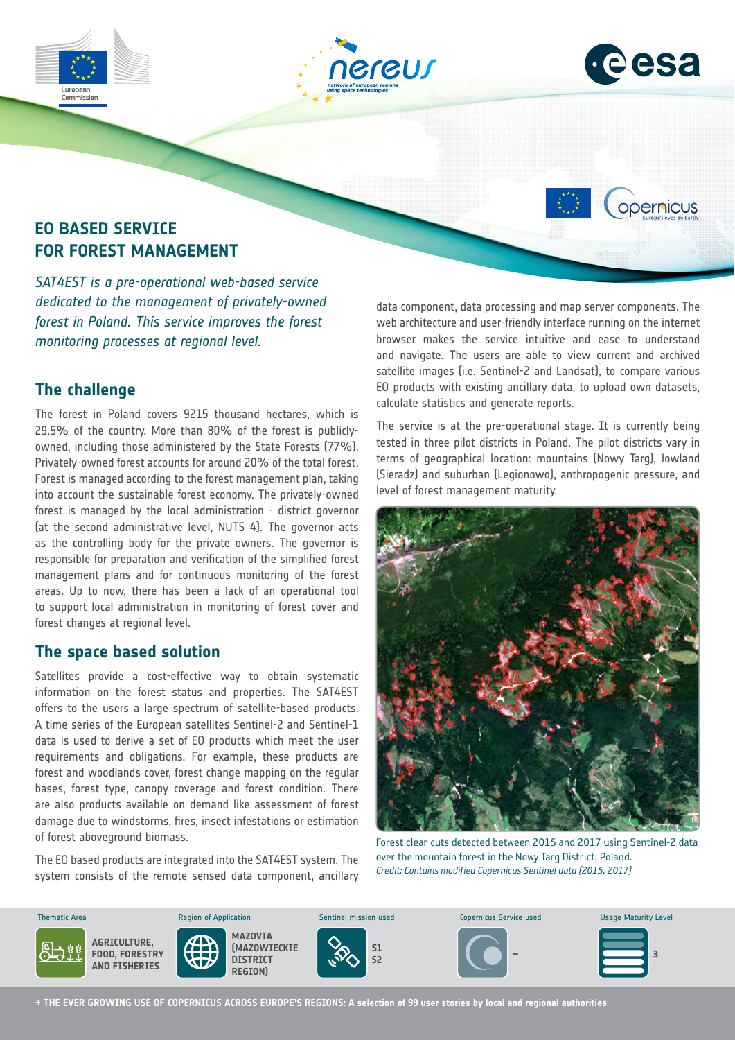# EO BASED SERVICE FOR FOREST MANAGEMENT

*SAT4EST is a pre-operational web-based service dedicated to the management of privately-owned forest in Poland. This service improves the forest monitoring processes at regional level.*

## The challenge

The forest in Poland covers 9215 thousand hectares, which is 29.5% of the country. More than 80% of the forest is publicly-owned, including those administered by the State Forests (77%). Privately-owned forest accounts for around 20% of the total forest. Forest is managed according to the forest management plan, taking into account the sustainable forest economy. The privately-owned forest is managed by the local administration - district governor (at the second administrative level, NUTS 4). The governor acts as the controlling body for the private owners. The governor is responsible for preparation and verification of the simplified forest management plans and for continuous monitoring of the forest areas. Up to now, there has been a lack of an operational tool to support local administration in monitoring of forest cover and forest changes at regional level.

## The space based solution

Satellites provide a cost-effective way to obtain systematic information on the forest status and properties. The SAT4EST offers to the users a large spectrum of satellite-based products. A time series of the European satellites Sentinel-2 and Sentinel-1 data is used to derive a set of EO products which meet the user requirements and obligations. For example, these products are forest and woodlands cover, forest change mapping on the regular bases, forest type, canopy coverage and forest condition. There are also products available on demand like assessment of forest damage due to windstorms, fires, insect infestations or estimation of forest aboveground biomass.

The EO based products are integrated into the SAT4EST system. The system consists of the remote sensed data component, ancillary data component, data processing and map server components. The web architecture and user-friendly interface running on the internet browser makes the service intuitive and ease to understand and navigate. The users are able to view current and archived satellite images (i.e. Sentinel-2 and Landsat), to compare various EO products with existing ancillary data, to upload own datasets, calculate statistics and generate reports.

The service is at the pre-operational stage. It is currently being tested in three pilot districts in Poland. The pilot districts vary in terms of geographical location: mountains (Nowy Targ), lowland (Sieradz) and suburban (Legionowo), anthropogenic pressure, and level of forest management maturity.

Forest clear cuts detected between 2015 and 2017 using Sentinel-2 data over the mountain forest in the Nowy Targ District, Poland.
*Credit: Contains modified Copernicus Sentinel data (2015, 2017)*

| Thematic Area | Region of Application | Sentinel mission used | Copernicus Service used | Usage Maturity Level |
|---|---|---|---|---|
| AGRICULTURE, FOOD, FORESTRY AND FISHERIES | MAZOVIA (MAZOWIECKIE DISTRICT REGION) | S1 S2 | – | 3 |

→ THE EVER GROWING USE OF COPERNICUS ACROSS EUROPE'S REGIONS: A selection of 99 user stories by local and regional authorities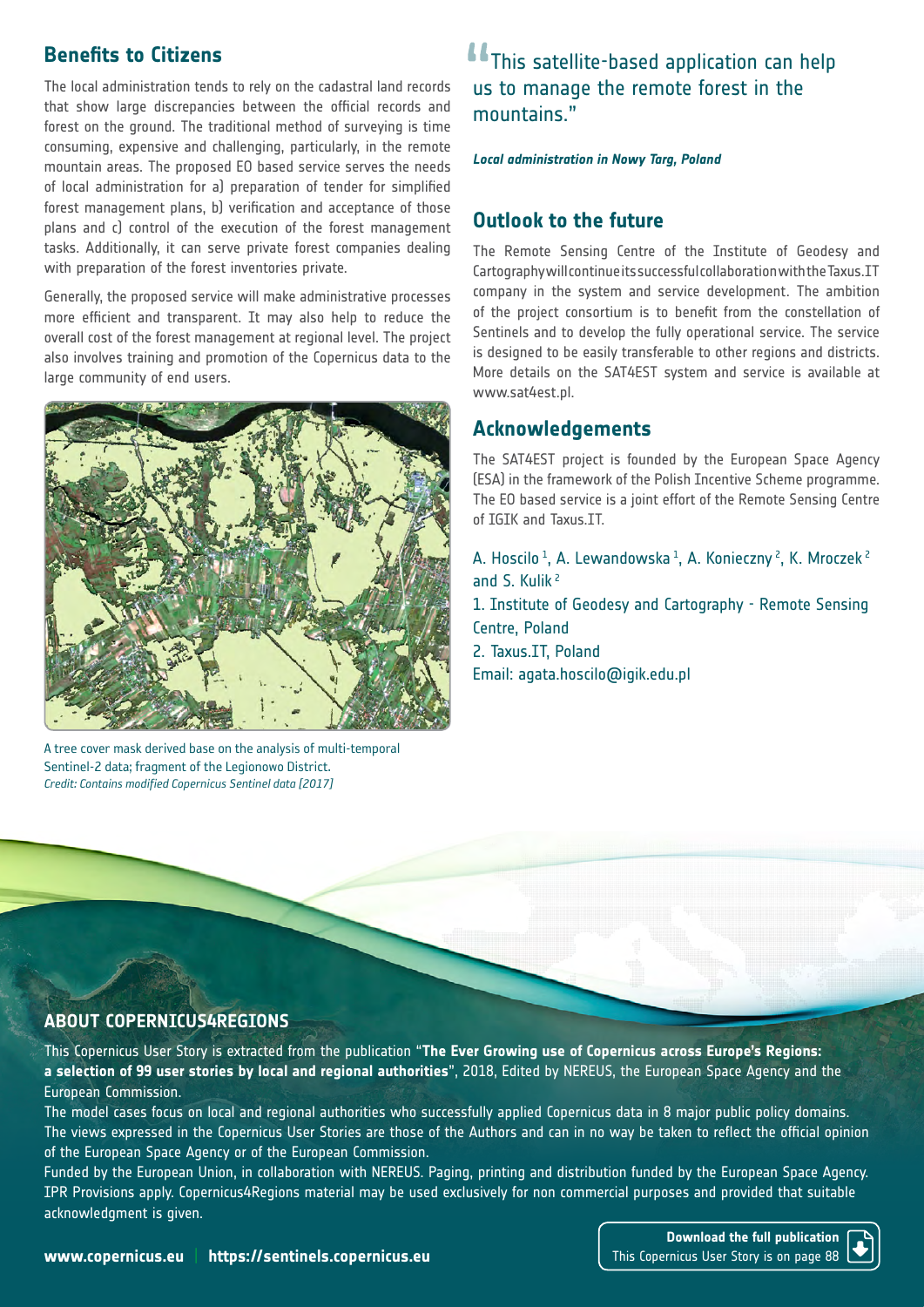## Benefits to Citizens

The local administration tends to rely on the cadastral land records that show large discrepancies between the official records and forest on the ground. The traditional method of surveying is time consuming, expensive and challenging, particularly, in the remote mountain areas. The proposed EO based service serves the needs of local administration for a) preparation of tender for simplified forest management plans, b) verification and acceptance of those plans and c) control of the execution of the forest management tasks. Additionally, it can serve private forest companies dealing with preparation of the forest inventories private.

Generally, the proposed service will make administrative processes more efficient and transparent. It may also help to reduce the overall cost of the forest management at regional level. The project also involves training and promotion of the Copernicus data to the large community of end users.

A tree cover mask derived base on the analysis of multi-temporal Sentinel-2 data; fragment of the Legionowo District.
*Credit: Contains modified Copernicus Sentinel data [2017]*

> "This satellite-based application can help us to manage the remote forest in the mountains."

***Local administration in Nowy Targ, Poland***

## Outlook to the future

The Remote Sensing Centre of the Institute of Geodesy and Cartography will continue its successful collaboration with the Taxus.IT company in the system and service development. The ambition of the project consortium is to benefit from the constellation of Sentinels and to develop the fully operational service. The service is designed to be easily transferable to other regions and districts. More details on the SAT4EST system and service is available at www.sat4est.pl.

## Acknowledgements

The SAT4EST project is founded by the European Space Agency (ESA) in the framework of the Polish Incentive Scheme programme. The EO based service is a joint effort of the Remote Sensing Centre of IGIK and Taxus.IT.

A. Hoscilo [1], A. Lewandowska [1], A. Konieczny [2], K. Mroczek [2] and S. Kulik [2]
1. Institute of Geodesy and Cartography - Remote Sensing Centre, Poland
2. Taxus.IT, Poland
Email: agata.hoscilo@igik.edu.pl

## ABOUT COPERNICUS4REGIONS

This Copernicus User Story is extracted from the publication "**The Ever Growing use of Copernicus across Europe's Regions: a selection of 99 user stories by local and regional authorities**", 2018, Edited by NEREUS, the European Space Agency and the European Commission.

The model cases focus on local and regional authorities who successfully applied Copernicus data in 8 major public policy domains. The views expressed in the Copernicus User Stories are those of the Authors and can in no way be taken to reflect the official opinion of the European Space Agency or of the European Commission.

Funded by the European Union, in collaboration with NEREUS. Paging, printing and distribution funded by the European Space Agency. IPR Provisions apply. Copernicus4Regions material may be used exclusively for non commercial purposes and provided that suitable acknowledgment is given.

**www.copernicus.eu** | **https://sentinels.copernicus.eu**

**Download the full publication**
This Copernicus User Story is on page 88